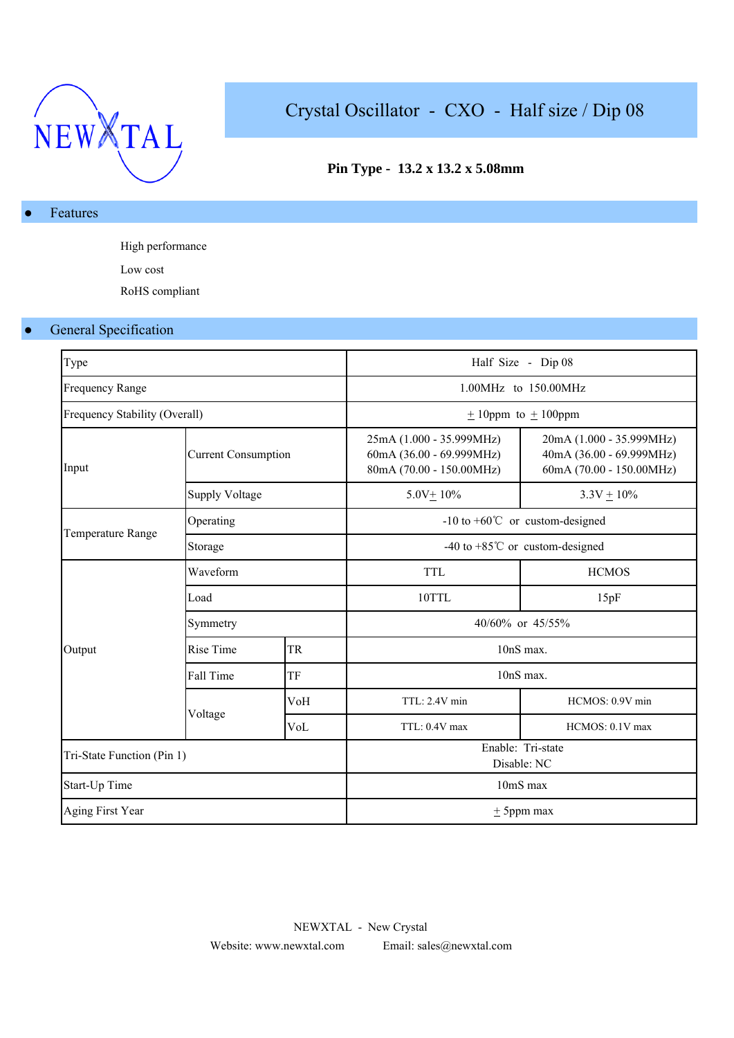NEWXTAL

# Crystal Oscillator - CXO - Half size / Dip 08

**Pin Type - 13.2 x 13.2 x 5.08mm**

## Features

- High performance
- Low cost
- RoHS compliant

## General Specification

| Type | | | Half Size - Dip 08 | |
|---|---|---|---|---|
| Frequency Range | | | 1.00MHz to 150.00MHz | |
| Frequency Stability (Overall) | | | ± 10ppm to ± 100ppm | |
| Input | Current Consumption | | 25mA (1.000 - 35.999MHz)<br>60mA (36.00 - 69.999MHz)<br>80mA (70.00 - 150.00MHz) | 20mA (1.000 - 35.999MHz)<br>40mA (36.00 - 69.999MHz)<br>60mA (70.00 - 150.00MHz) |
| | Supply Voltage | | 5.0V± 10% | 3.3V ± 10% |
| Temperature Range | Operating | | -10 to +60℃ or custom-designed | |
| | Storage | | -40 to +85℃ or custom-designed | |
| Output | Waveform | | TTL | HCMOS |
| | Load | | 10TTL | 15pF |
| | Symmetry | | 40/60% or 45/55% | |
| | Rise Time | TR | 10nS max. | |
| | Fall Time | TF | 10nS max. | |
| | Voltage | VoH | TTL: 2.4V min | HCMOS: 0.9V min |
| | | VoL | TTL: 0.4V max | HCMOS: 0.1V max |
| Tri-State Function (Pin 1) | | | Enable: Tri-state<br>Disable: NC | |
| Start-Up Time | | | 10mS max | |
| Aging First Year | | | ± 5ppm max | |

NEWXTAL - New Crystal

Website: www.newxtal.com Email: sales@newxtal.com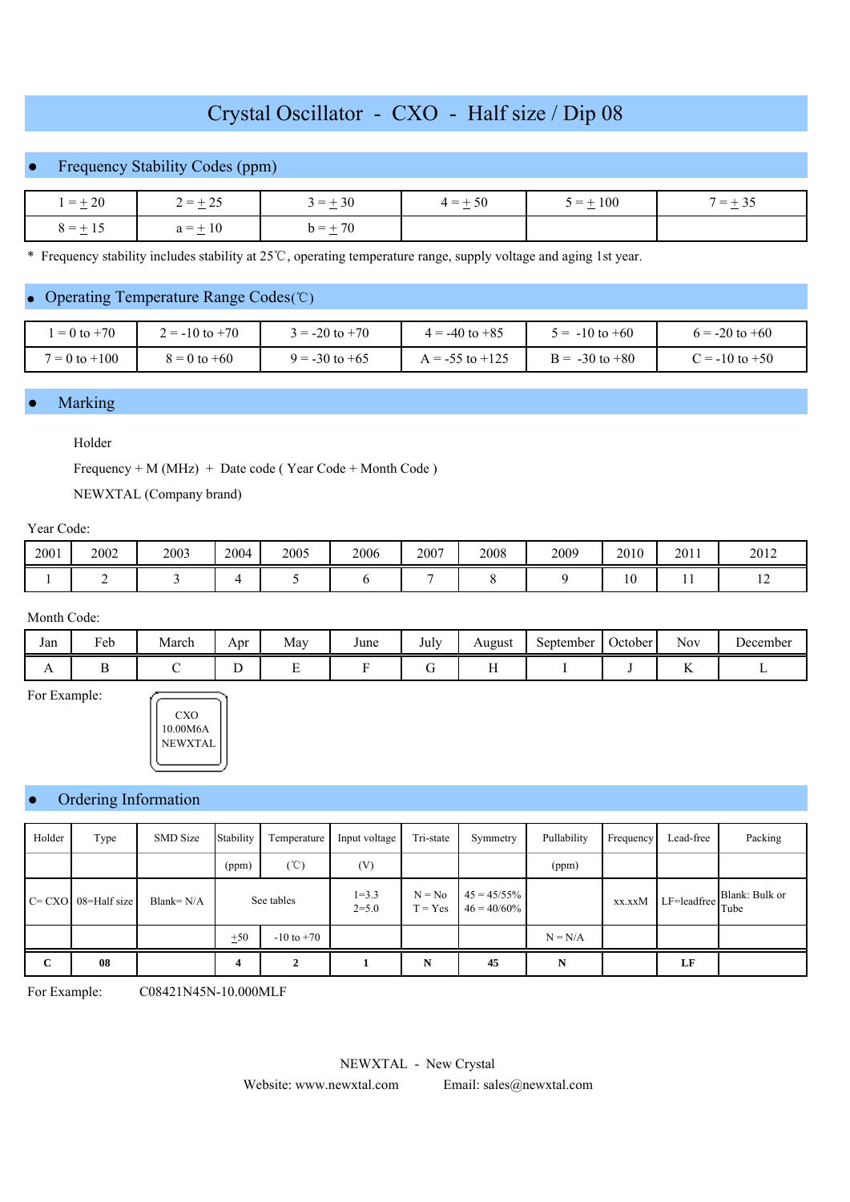# Crystal Oscillator - CXO - Half size / Dip 08

## Frequency Stability Codes (ppm)

| 1 = ± 20 | 2 = ± 25 | 3 = ± 30 | 4 = ± 50 | 5 = ± 100 | 7 = ± 35 |
|---|---|---|---|---|---|
| 8 = ± 15 | a = ± 10 | b = ± 70 | | | |

* Frequency stability includes stability at 25℃, operating temperature range, supply voltage and aging 1st year.

## Operating Temperature Range Codes(℃)

| 1 = 0 to +70 | 2 = -10 to +70 | 3 = -20 to +70 | 4 = -40 to +85 | 5 = -10 to +60 | 6 = -20 to +60 |
|---|---|---|---|---|---|
| 7 = 0 to +100 | 8 = 0 to +60 | 9 = -30 to +65 | A = -55 to +125 | B = -30 to +80 | C = -10 to +50 |

## Marking

Holder

Frequency + M (MHz) + Date code ( Year Code + Month Code )

NEWXTAL (Company brand)

Year Code:

| 2001 | 2002 | 2003 | 2004 | 2005 | 2006 | 2007 | 2008 | 2009 | 2010 | 2011 | 2012 |
|---|---|---|---|---|---|---|---|---|---|---|---|
| 1 | 2 | 3 | 4 | 5 | 6 | 7 | 8 | 9 | 10 | 11 | 12 |

Month Code:

| Jan | Feb | March | Apr | May | June | July | August | September | October | Nov | December |
|---|---|---|---|---|---|---|---|---|---|---|---|
| A | B | C | D | E | F | G | H | I | J | K | L |

For Example:

CXO
10.00M6A
NEWXTAL

## Ordering Information

| Holder | Type | SMD Size | Stability | Temperature | Input voltage | Tri-state | Symmetry | Pullability | Frequency | Lead-free | Packing |
|---|---|---|---|---|---|---|---|---|---|---|---|
| | | | (ppm) | (℃) | (V) | | | (ppm) | | | |
| C= CXO | 08=Half size | Blank= N/A | See tables | | 1=3.3<br>2=5.0 | N = No<br>T = Yes | 45 = 45/55%<br>46 = 40/60% | | xx.xxM | LF=leadfree | Blank: Bulk or Tube |
| | | | ±50 | -10 to +70 | | | | N = N/A | | | |
| **C** | **08** | | **4** | **2** | **1** | **N** | **45** | **N** | | **LF** | |

For Example: C08421N45N-10.000MLF

NEWXTAL - New Crystal

Website: www.newxtal.com Email: sales@newxtal.com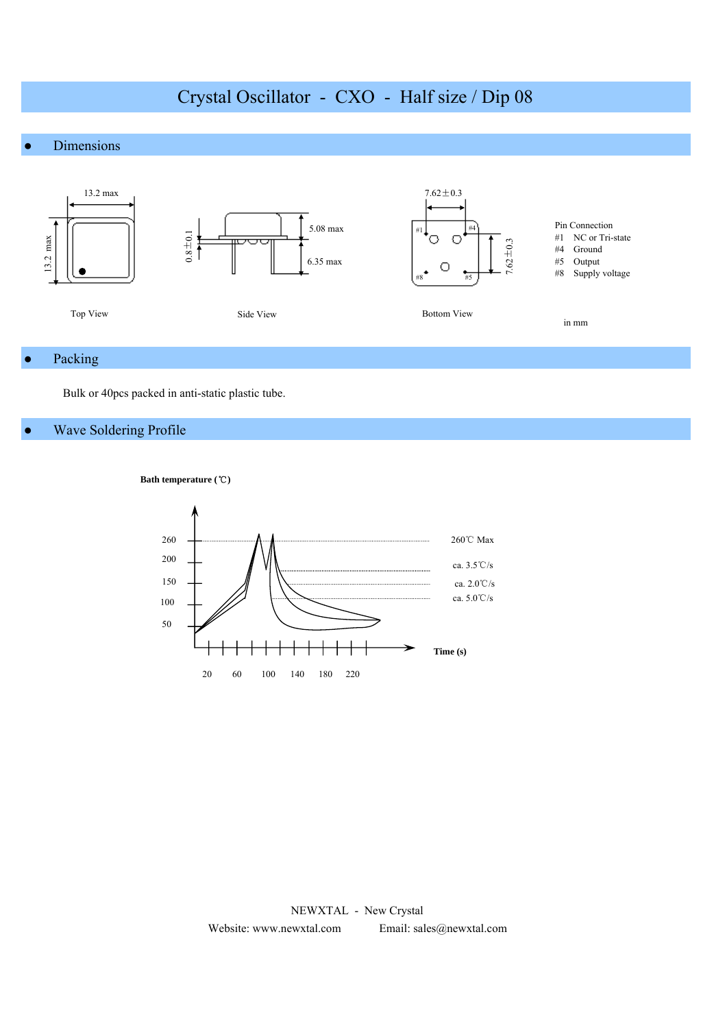# Crystal Oscillator - CXO - Half size / Dip 08

## Dimensions

13.2 max

13.2 max

Top View

0.8±0.1

5.08 max

6.35 max

Side View

7.62±0.3

#1

#4

#8

#5

7.62±0.3

Bottom View

Pin Connection
#1 NC or Tri-state
#4 Ground
#5 Output
#8 Supply voltage

in mm

## Packing

Bulk or 40pcs packed in anti-static plastic tube.

## Wave Soldering Profile

**Bath temperature (℃)**

260
200
150
100
50

260℃ Max
ca. 3.5℃/s
ca. 2.0℃/s
ca. 5.0℃/s

20 60 100 140 180 220

**Time (s)**

NEWXTAL - New Crystal
Website: www.newxtal.com Email: sales@newxtal.com